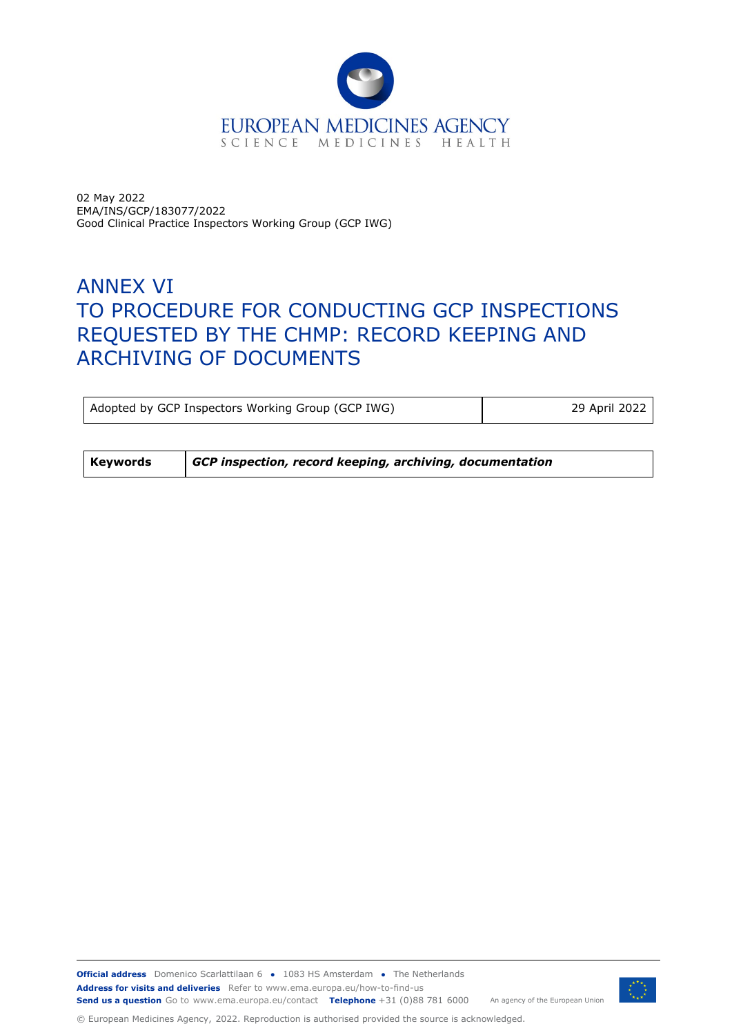EUROPEAN MEDICINES AGENCY
SCIENCE MEDICINES HEALTH

02 May 2022
EMA/INS/GCP/183077/2022
Good Clinical Practice Inspectors Working Group (GCP IWG)

# ANNEX VI
# TO PROCEDURE FOR CONDUCTING GCP INSPECTIONS REQUESTED BY THE CHMP: RECORD KEEPING AND ARCHIVING OF DOCUMENTS

| Adopted by GCP Inspectors Working Group (GCP IWG) | 29 April 2022 |
|---|---|

| **Keywords** | ***GCP inspection, record keeping, archiving, documentation*** |
|---|---|

**Official address** Domenico Scarlattilaan 6 ● 1083 HS Amsterdam ● The Netherlands
**Address for visits and deliveries** Refer to www.ema.europa.eu/how-to-find-us
**Send us a question** Go to www.ema.europa.eu/contact **Telephone** +31 (0)88 781 6000 An agency of the European Union

© European Medicines Agency, 2022. Reproduction is authorised provided the source is acknowledged.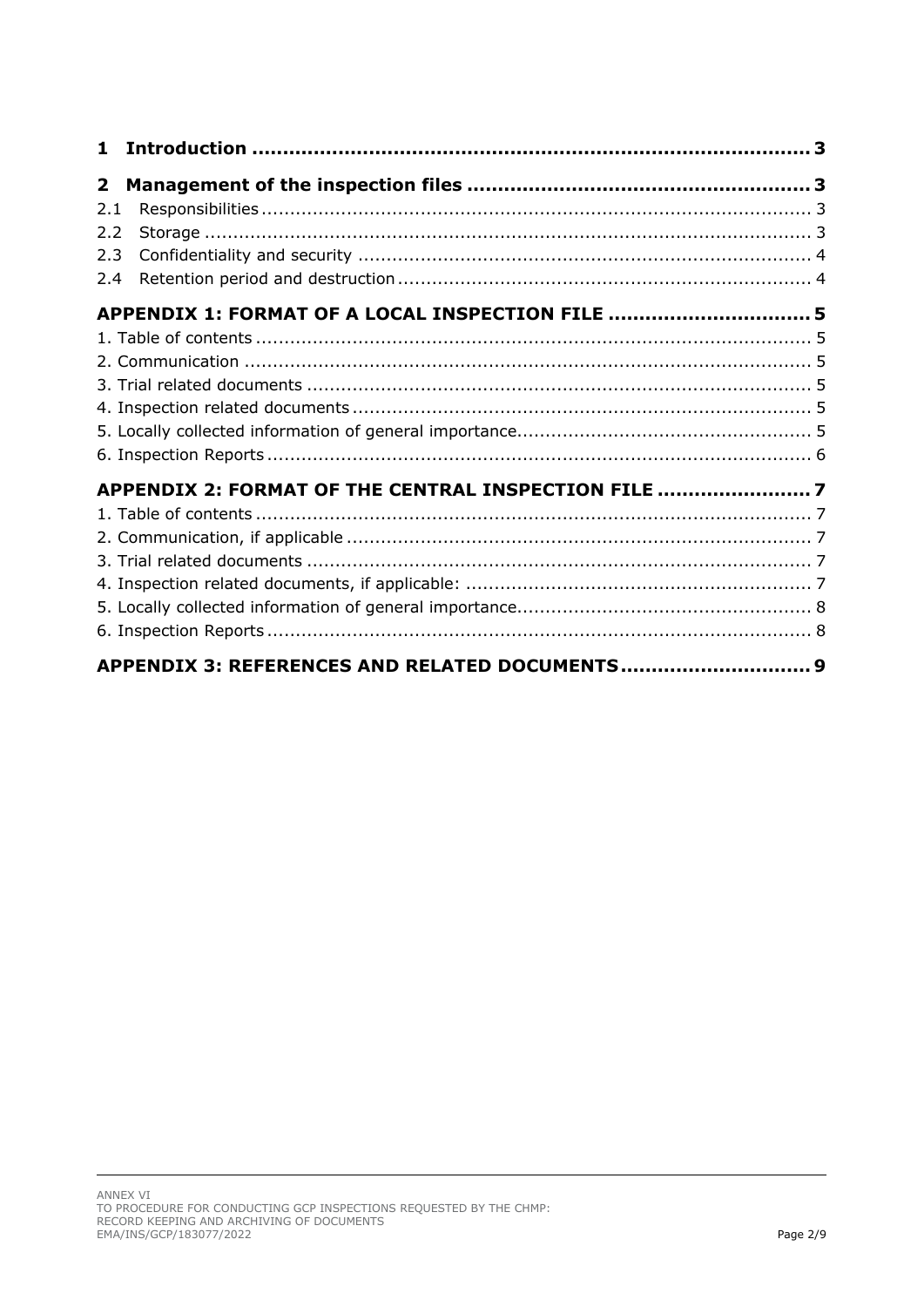1 Introduction ... 3

2 Management of the inspection files ... 3

2.1 Responsibilities ... 3

2.2 Storage ... 3

2.3 Confidentiality and security ... 4

2.4 Retention period and destruction ... 4

APPENDIX 1: FORMAT OF A LOCAL INSPECTION FILE ... 5

1. Table of contents ... 5
2. Communication ... 5
3. Trial related documents ... 5
4. Inspection related documents ... 5
5. Locally collected information of general importance ... 5
6. Inspection Reports ... 6

APPENDIX 2: FORMAT OF THE CENTRAL INSPECTION FILE ... 7

1. Table of contents ... 7
2. Communication, if applicable ... 7
3. Trial related documents ... 7
4. Inspection related documents, if applicable: ... 7
5. Locally collected information of general importance ... 8
6. Inspection Reports ... 8

APPENDIX 3: REFERENCES AND RELATED DOCUMENTS ... 9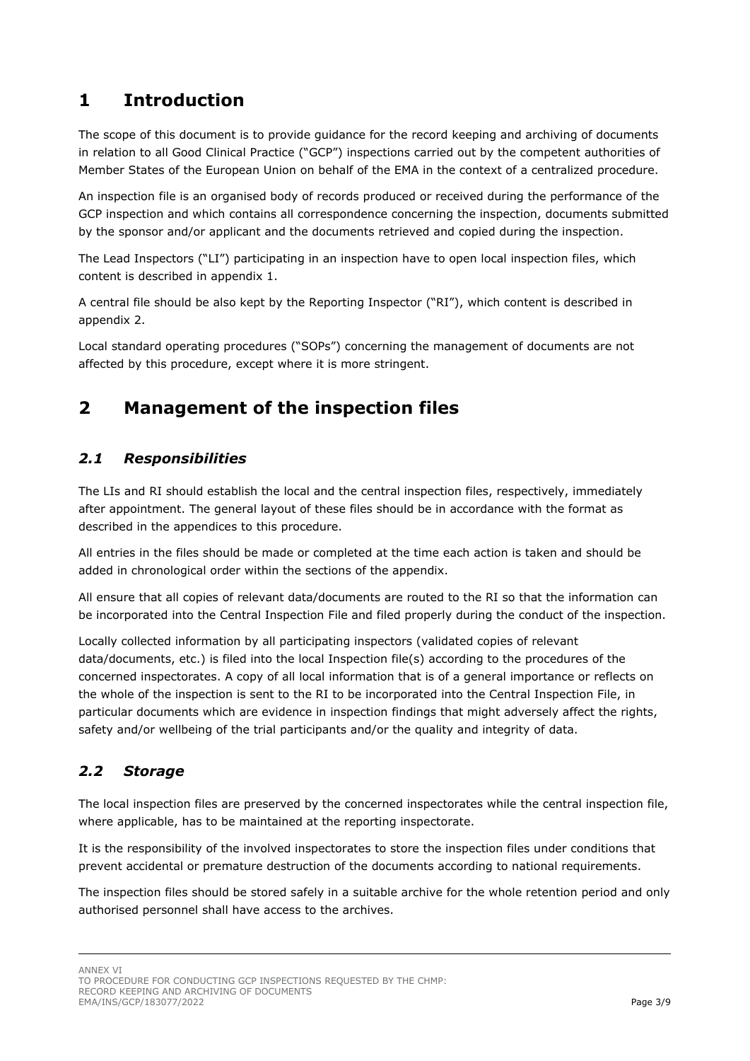# 1 Introduction

The scope of this document is to provide guidance for the record keeping and archiving of documents in relation to all Good Clinical Practice ("GCP") inspections carried out by the competent authorities of Member States of the European Union on behalf of the EMA in the context of a centralized procedure.

An inspection file is an organised body of records produced or received during the performance of the GCP inspection and which contains all correspondence concerning the inspection, documents submitted by the sponsor and/or applicant and the documents retrieved and copied during the inspection.

The Lead Inspectors ("LI") participating in an inspection have to open local inspection files, which content is described in appendix 1.

A central file should be also kept by the Reporting Inspector ("RI"), which content is described in appendix 2.

Local standard operating procedures ("SOPs") concerning the management of documents are not affected by this procedure, except where it is more stringent.

# 2 Management of the inspection files

## *2.1 Responsibilities*

The LIs and RI should establish the local and the central inspection files, respectively, immediately after appointment. The general layout of these files should be in accordance with the format as described in the appendices to this procedure.

All entries in the files should be made or completed at the time each action is taken and should be added in chronological order within the sections of the appendix.

All ensure that all copies of relevant data/documents are routed to the RI so that the information can be incorporated into the Central Inspection File and filed properly during the conduct of the inspection.

Locally collected information by all participating inspectors (validated copies of relevant data/documents, etc.) is filed into the local Inspection file(s) according to the procedures of the concerned inspectorates. A copy of all local information that is of a general importance or reflects on the whole of the inspection is sent to the RI to be incorporated into the Central Inspection File, in particular documents which are evidence in inspection findings that might adversely affect the rights, safety and/or wellbeing of the trial participants and/or the quality and integrity of data.

## *2.2 Storage*

The local inspection files are preserved by the concerned inspectorates while the central inspection file, where applicable, has to be maintained at the reporting inspectorate.

It is the responsibility of the involved inspectorates to store the inspection files under conditions that prevent accidental or premature destruction of the documents according to national requirements.

The inspection files should be stored safely in a suitable archive for the whole retention period and only authorised personnel shall have access to the archives.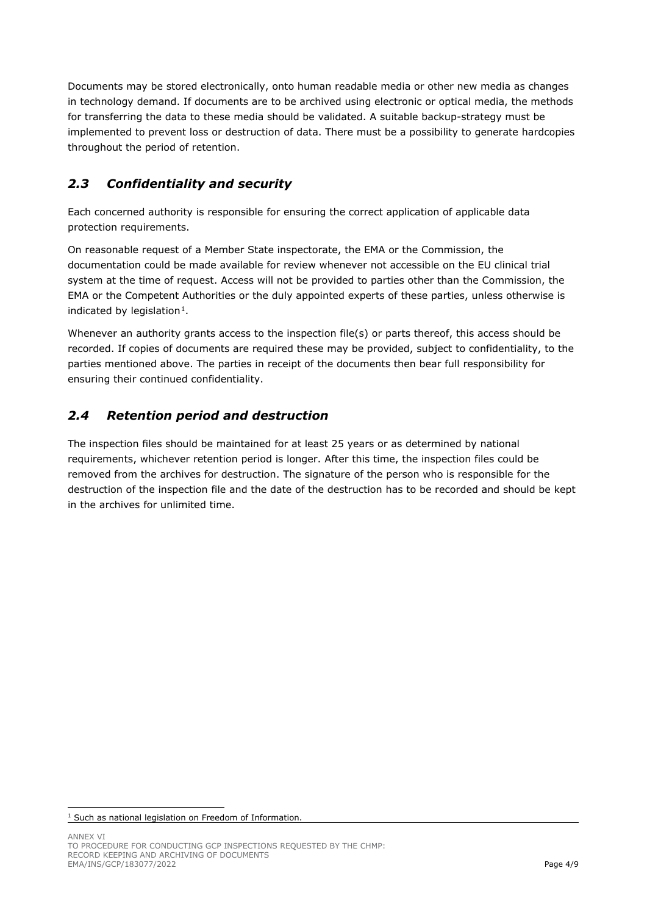Documents may be stored electronically, onto human readable media or other new media as changes in technology demand. If documents are to be archived using electronic or optical media, the methods for transferring the data to these media should be validated. A suitable backup-strategy must be implemented to prevent loss or destruction of data. There must be a possibility to generate hardcopies throughout the period of retention.

## *2.3 Confidentiality and security*

Each concerned authority is responsible for ensuring the correct application of applicable data protection requirements.

On reasonable request of a Member State inspectorate, the EMA or the Commission, the documentation could be made available for review whenever not accessible on the EU clinical trial system at the time of request. Access will not be provided to parties other than the Commission, the EMA or the Competent Authorities or the duly appointed experts of these parties, unless otherwise is indicated by legislation[1].

Whenever an authority grants access to the inspection file(s) or parts thereof, this access should be recorded. If copies of documents are required these may be provided, subject to confidentiality, to the parties mentioned above. The parties in receipt of the documents then bear full responsibility for ensuring their continued confidentiality.

## *2.4 Retention period and destruction*

The inspection files should be maintained for at least 25 years or as determined by national requirements, whichever retention period is longer. After this time, the inspection files could be removed from the archives for destruction. The signature of the person who is responsible for the destruction of the inspection file and the date of the destruction has to be recorded and should be kept in the archives for unlimited time.

[1] Such as national legislation on Freedom of Information.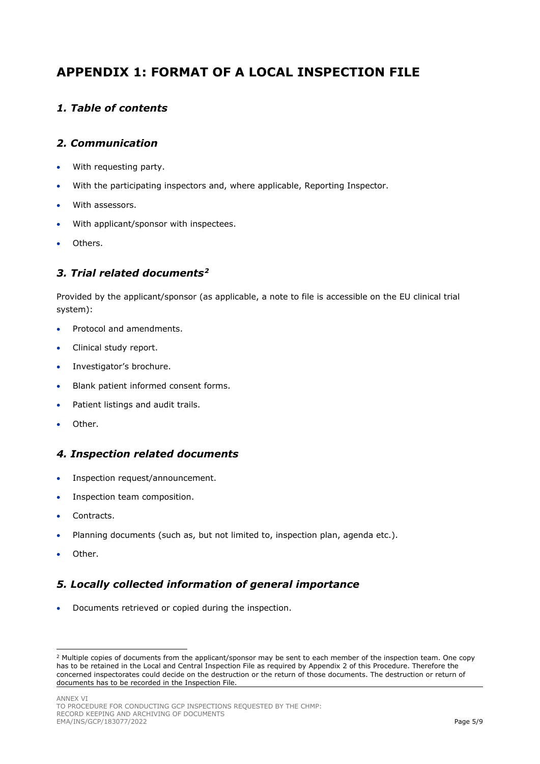# APPENDIX 1: FORMAT OF A LOCAL INSPECTION FILE

## *1. Table of contents*

## *2. Communication*

- With requesting party.
- With the participating inspectors and, where applicable, Reporting Inspector.
- With assessors.
- With applicant/sponsor with inspectees.
- Others.

## *3. Trial related documents*[2]

Provided by the applicant/sponsor (as applicable, a note to file is accessible on the EU clinical trial system):

- Protocol and amendments.
- Clinical study report.
- Investigator's brochure.
- Blank patient informed consent forms.
- Patient listings and audit trails.
- Other.

## *4. Inspection related documents*

- Inspection request/announcement.
- Inspection team composition.
- Contracts.
- Planning documents (such as, but not limited to, inspection plan, agenda etc.).
- Other.

## *5. Locally collected information of general importance*

- Documents retrieved or copied during the inspection.

---

[2] Multiple copies of documents from the applicant/sponsor may be sent to each member of the inspection team. One copy has to be retained in the Local and Central Inspection File as required by Appendix 2 of this Procedure. Therefore the concerned inspectorates could decide on the destruction or the return of those documents. The destruction or return of documents has to be recorded in the Inspection File.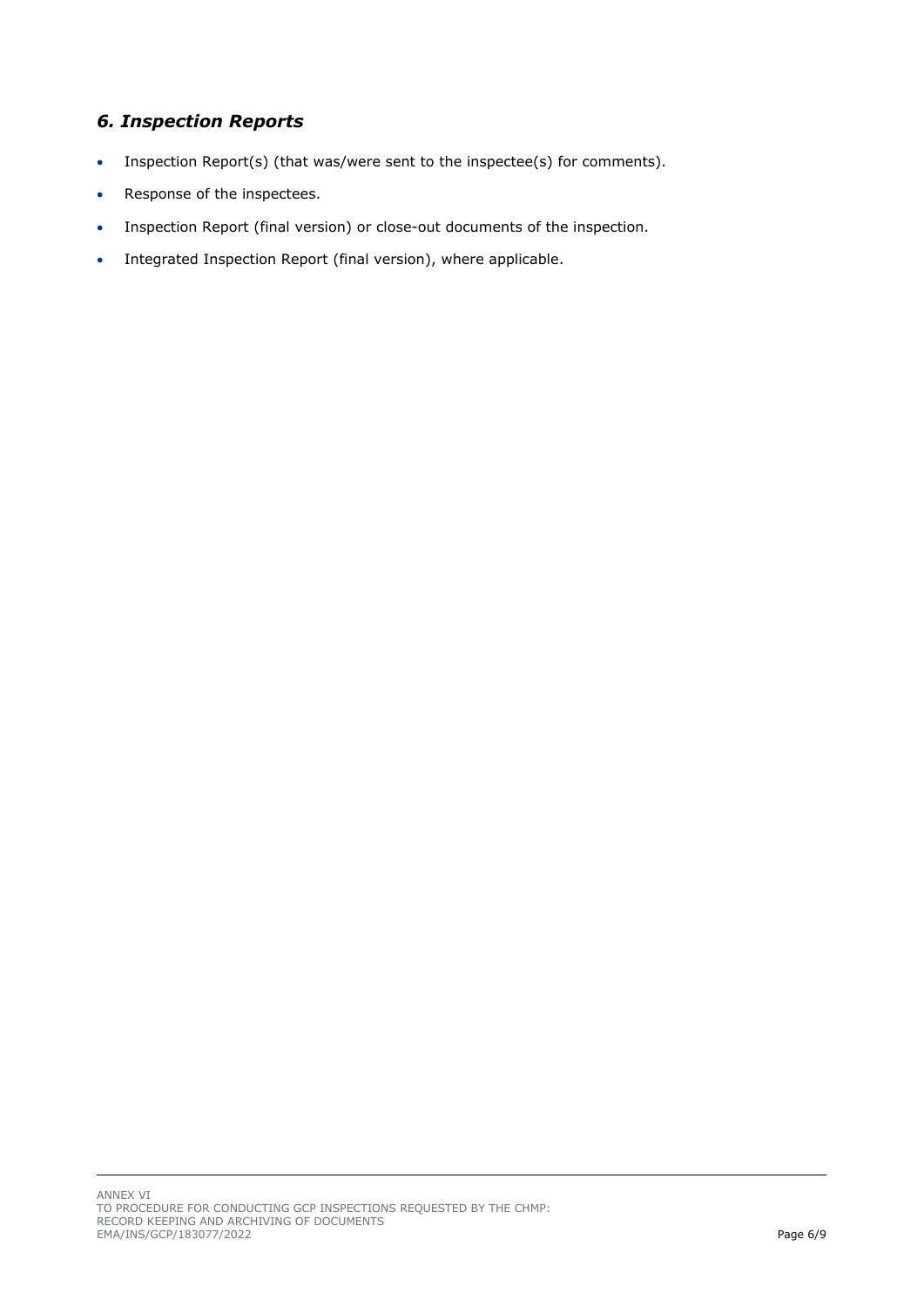## *6. Inspection Reports*

- Inspection Report(s) (that was/were sent to the inspectee(s) for comments).
- Response of the inspectees.
- Inspection Report (final version) or close-out documents of the inspection.
- Integrated Inspection Report (final version), where applicable.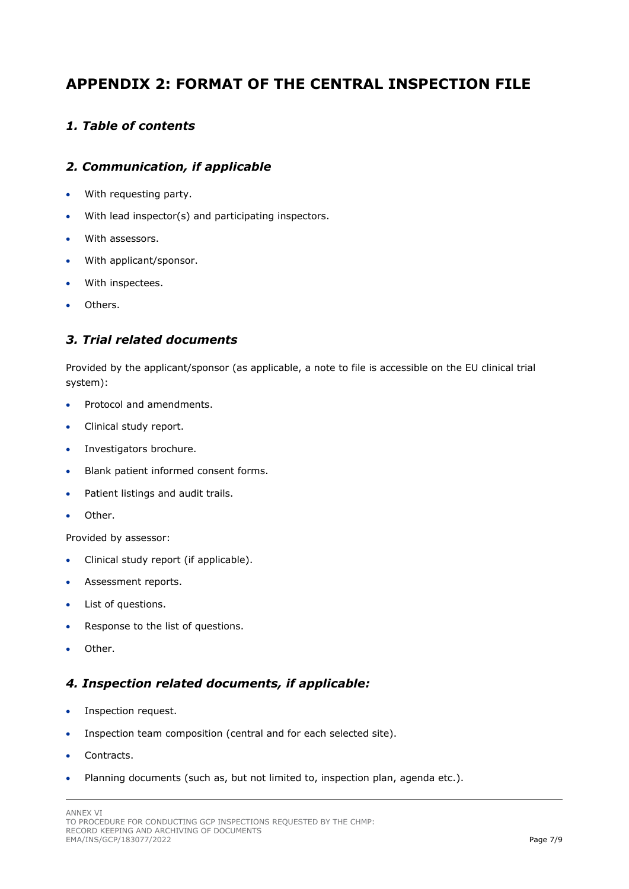# APPENDIX 2: FORMAT OF THE CENTRAL INSPECTION FILE

## *1. Table of contents*

## *2. Communication, if applicable*

- With requesting party.
- With lead inspector(s) and participating inspectors.
- With assessors.
- With applicant/sponsor.
- With inspectees.
- Others.

## *3. Trial related documents*

Provided by the applicant/sponsor (as applicable, a note to file is accessible on the EU clinical trial system):

- Protocol and amendments.
- Clinical study report.
- Investigators brochure.
- Blank patient informed consent forms.
- Patient listings and audit trails.
- Other.

Provided by assessor:

- Clinical study report (if applicable).
- Assessment reports.
- List of questions.
- Response to the list of questions.
- Other.

## *4. Inspection related documents, if applicable:*

- Inspection request.
- Inspection team composition (central and for each selected site).
- Contracts.
- Planning documents (such as, but not limited to, inspection plan, agenda etc.).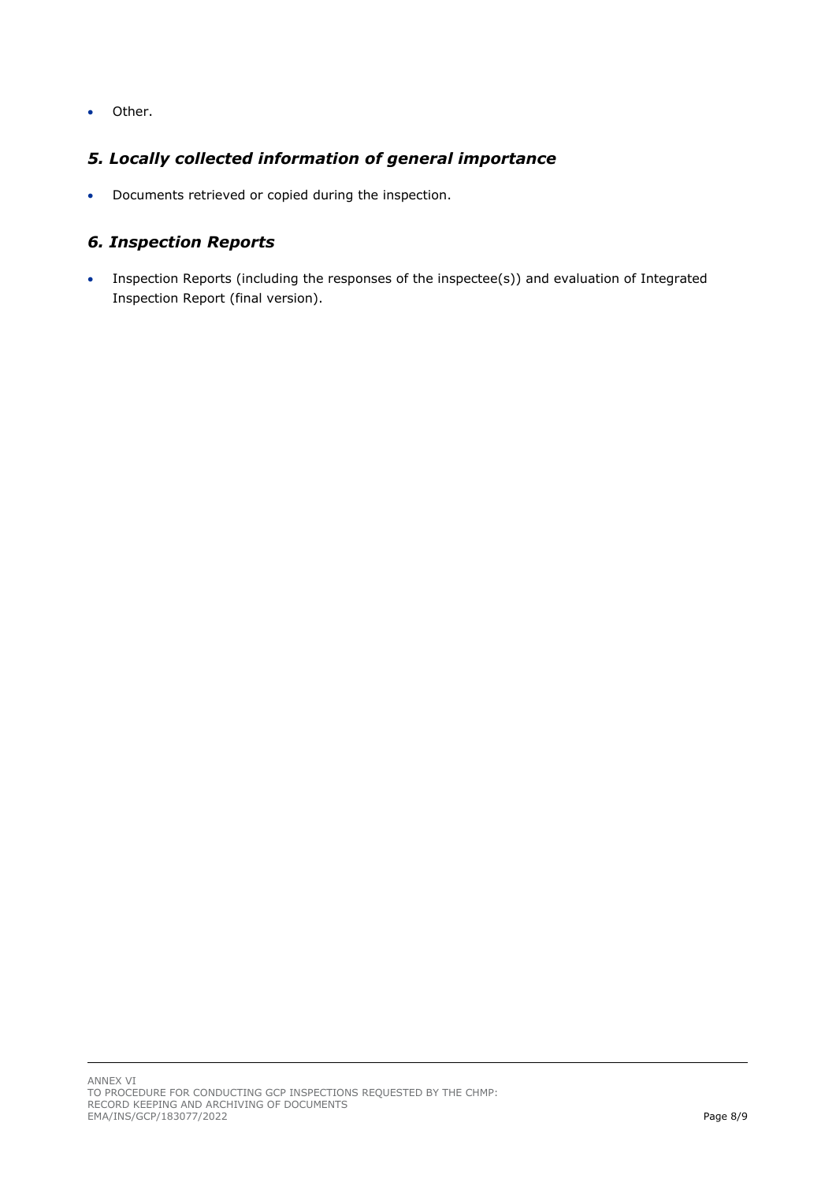- Other.

## *5. Locally collected information of general importance*

- Documents retrieved or copied during the inspection.

## *6. Inspection Reports*

- Inspection Reports (including the responses of the inspectee(s)) and evaluation of Integrated Inspection Report (final version).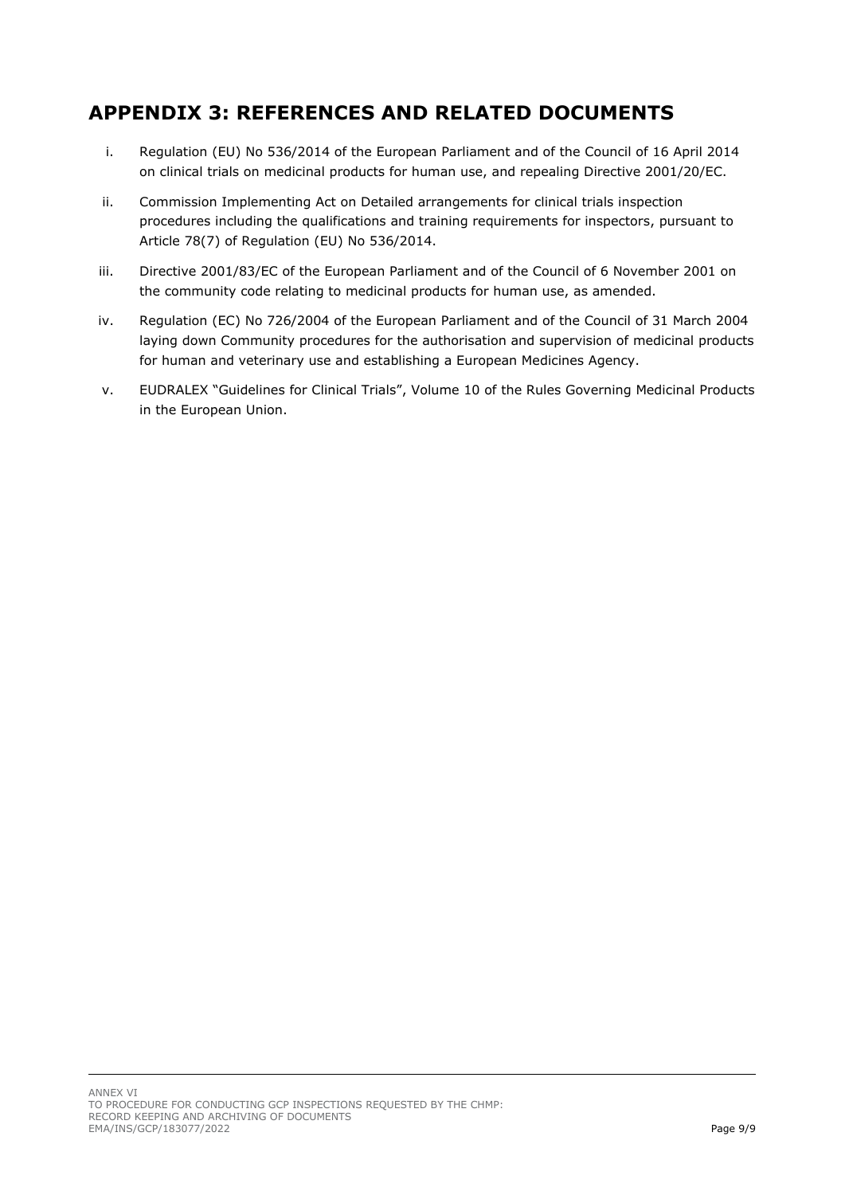# APPENDIX 3: REFERENCES AND RELATED DOCUMENTS

i. Regulation (EU) No 536/2014 of the European Parliament and of the Council of 16 April 2014 on clinical trials on medicinal products for human use, and repealing Directive 2001/20/EC.

ii. Commission Implementing Act on Detailed arrangements for clinical trials inspection procedures including the qualifications and training requirements for inspectors, pursuant to Article 78(7) of Regulation (EU) No 536/2014.

iii. Directive 2001/83/EC of the European Parliament and of the Council of 6 November 2001 on the community code relating to medicinal products for human use, as amended.

iv. Regulation (EC) No 726/2004 of the European Parliament and of the Council of 31 March 2004 laying down Community procedures for the authorisation and supervision of medicinal products for human and veterinary use and establishing a European Medicines Agency.

v. EUDRALEX "Guidelines for Clinical Trials", Volume 10 of the Rules Governing Medicinal Products in the European Union.